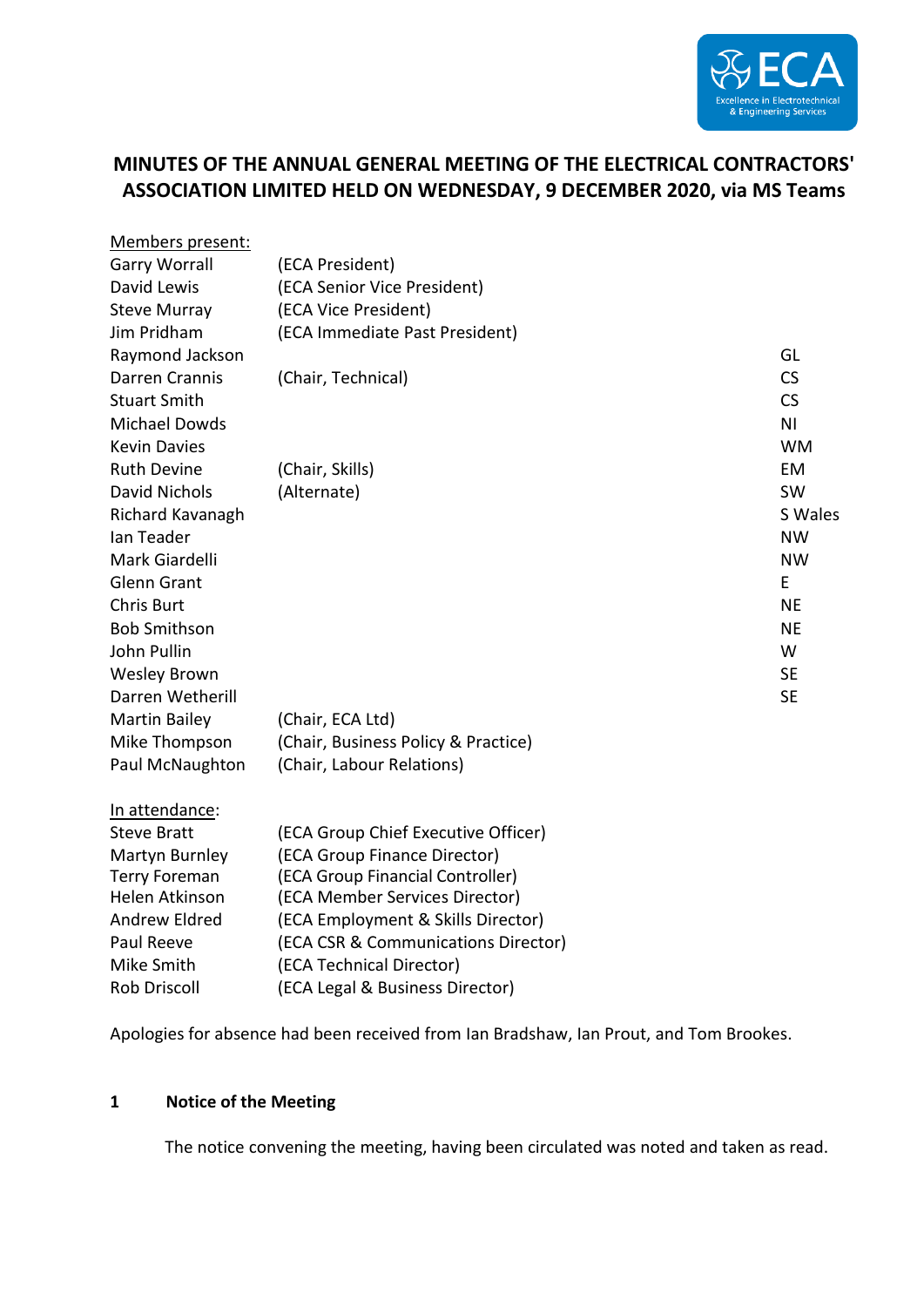# MINUTES OF THE ANNUAL GENERAL MEETING OF THE ELECTRICAL CONTRACTORS' ASSOCIATION LIMITED HELD ON WEDNESDAY, 9 DECEMBER 2020, via MS Teams

<u>Members present:</u>

| | | |
|---|---|---|
| Garry Worrall | (ECA President) | |
| David Lewis | (ECA Senior Vice President) | |
| Steve Murray | (ECA Vice President) | |
| Jim Pridham | (ECA Immediate Past President) | |
| Raymond Jackson | | GL |
| Darren Crannis | (Chair, Technical) | CS |
| Stuart Smith | | CS |
| Michael Dowds | | NI |
| Kevin Davies | | WM |
| Ruth Devine | (Chair, Skills) | EM |
| David Nichols | (Alternate) | SW |
| Richard Kavanagh | | S Wales |
| Ian Teader | | NW |
| Mark Giardelli | | NW |
| Glenn Grant | | E |
| Chris Burt | | NE |
| Bob Smithson | | NE |
| John Pullin | | W |
| Wesley Brown | | SE |
| Darren Wetherill | | SE |
| Martin Bailey | (Chair, ECA Ltd) | |
| Mike Thompson | (Chair, Business Policy & Practice) | |
| Paul McNaughton | (Chair, Labour Relations) | |

<u>In attendance</u>:

| | |
|---|---|
| Steve Bratt | (ECA Group Chief Executive Officer) |
| Martyn Burnley | (ECA Group Finance Director) |
| Terry Foreman | (ECA Group Financial Controller) |
| Helen Atkinson | (ECA Member Services Director) |
| Andrew Eldred | (ECA Employment & Skills Director) |
| Paul Reeve | (ECA CSR & Communications Director) |
| Mike Smith | (ECA Technical Director) |
| Rob Driscoll | (ECA Legal & Business Director) |

Apologies for absence had been received from Ian Bradshaw, Ian Prout, and Tom Brookes.

## 1 Notice of the Meeting

The notice convening the meeting, having been circulated was noted and taken as read.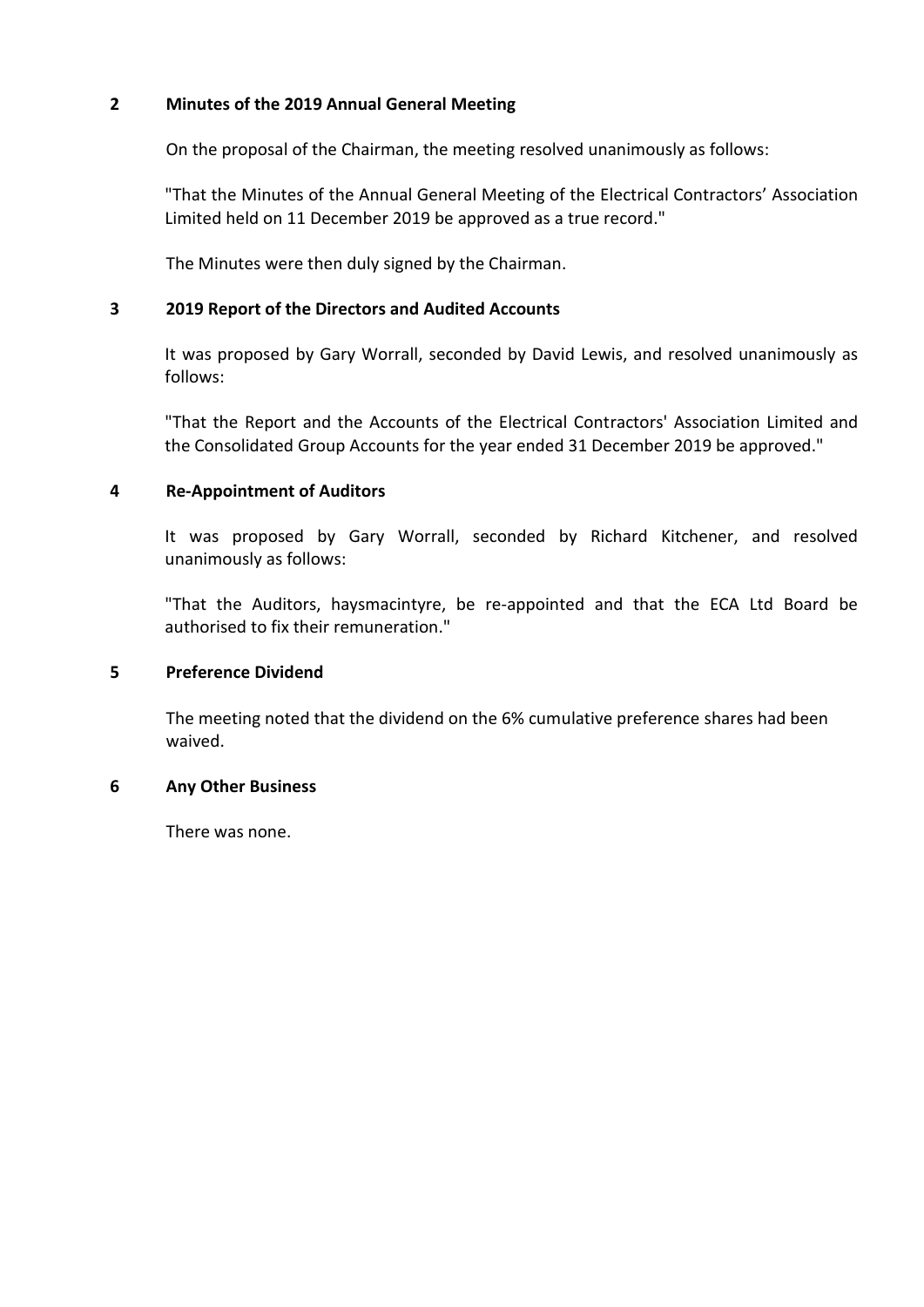## 2 Minutes of the 2019 Annual General Meeting

On the proposal of the Chairman, the meeting resolved unanimously as follows:

"That the Minutes of the Annual General Meeting of the Electrical Contractors' Association Limited held on 11 December 2019 be approved as a true record."

The Minutes were then duly signed by the Chairman.

## 3 2019 Report of the Directors and Audited Accounts

It was proposed by Gary Worrall, seconded by David Lewis, and resolved unanimously as follows:

"That the Report and the Accounts of the Electrical Contractors' Association Limited and the Consolidated Group Accounts for the year ended 31 December 2019 be approved."

## 4 Re-Appointment of Auditors

It was proposed by Gary Worrall, seconded by Richard Kitchener, and resolved unanimously as follows:

"That the Auditors, haysmacintyre, be re-appointed and that the ECA Ltd Board be authorised to fix their remuneration."

## 5 Preference Dividend

The meeting noted that the dividend on the 6% cumulative preference shares had been waived.

## 6 Any Other Business

There was none.